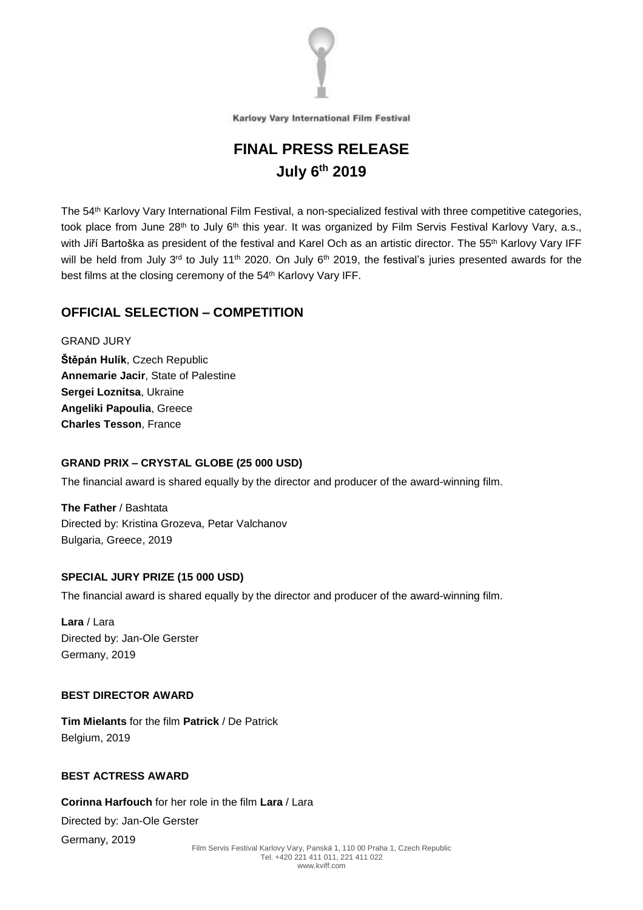Karlovy Vary International Film Festival

# FINAL PRESS RELEASE
# July 6th 2019

The 54th Karlovy Vary International Film Festival, a non-specialized festival with three competitive categories, took place from June 28th to July 6th this year. It was organized by Film Servis Festival Karlovy Vary, a.s., with Jiří Bartoška as president of the festival and Karel Och as an artistic director. The 55th Karlovy Vary IFF will be held from July 3rd to July 11th 2020. On July 6th 2019, the festival's juries presented awards for the best films at the closing ceremony of the 54th Karlovy Vary IFF.

## OFFICIAL SELECTION – COMPETITION

GRAND JURY

**Štěpán Hulík**, Czech Republic
**Annemarie Jacir**, State of Palestine
**Sergei Loznitsa**, Ukraine
**Angeliki Papoulia**, Greece
**Charles Tesson**, France

### GRAND PRIX – CRYSTAL GLOBE (25 000 USD)

The financial award is shared equally by the director and producer of the award-winning film.

**The Father** / Bashtata
Directed by: Kristina Grozeva, Petar Valchanov
Bulgaria, Greece, 2019

### SPECIAL JURY PRIZE (15 000 USD)

The financial award is shared equally by the director and producer of the award-winning film.

**Lara** / Lara
Directed by: Jan-Ole Gerster
Germany, 2019

### BEST DIRECTOR AWARD

**Tim Mielants** for the film **Patrick** / De Patrick
Belgium, 2019

### BEST ACTRESS AWARD

**Corinna Harfouch** for her role in the film **Lara** / Lara
Directed by: Jan-Ole Gerster
Germany, 2019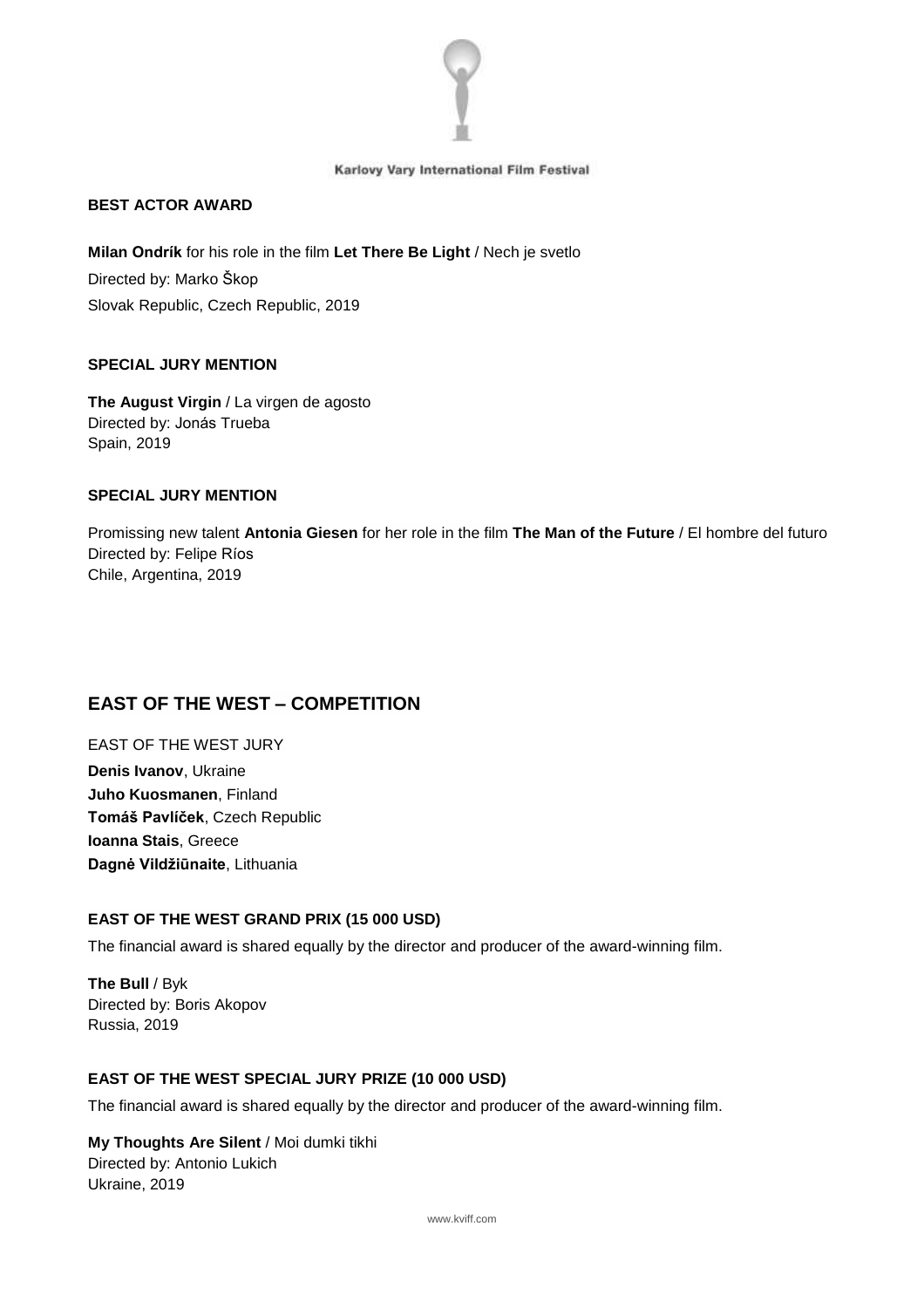### BEST ACTOR AWARD

**Milan Ondrík** for his role in the film **Let There Be Light** / Nech je svetlo
Directed by: Marko Škop
Slovak Republic, Czech Republic, 2019

### SPECIAL JURY MENTION

**The August Virgin** / La virgen de agosto
Directed by: Jonás Trueba
Spain, 2019

### SPECIAL JURY MENTION

Promissing new talent **Antonia Giesen** for her role in the film **The Man of the Future** / El hombre del futuro
Directed by: Felipe Ríos
Chile, Argentina, 2019

## EAST OF THE WEST – COMPETITION

EAST OF THE WEST JURY
**Denis Ivanov**, Ukraine
**Juho Kuosmanen**, Finland
**Tomáš Pavlíček**, Czech Republic
**Ioanna Stais**, Greece
**Dagnė Vildžiūnaite**, Lithuania

### EAST OF THE WEST GRAND PRIX (15 000 USD)

The financial award is shared equally by the director and producer of the award-winning film.

**The Bull** / Byk
Directed by: Boris Akopov
Russia, 2019

### EAST OF THE WEST SPECIAL JURY PRIZE (10 000 USD)

The financial award is shared equally by the director and producer of the award-winning film.

**My Thoughts Are Silent** / Moi dumki tikhi
Directed by: Antonio Lukich
Ukraine, 2019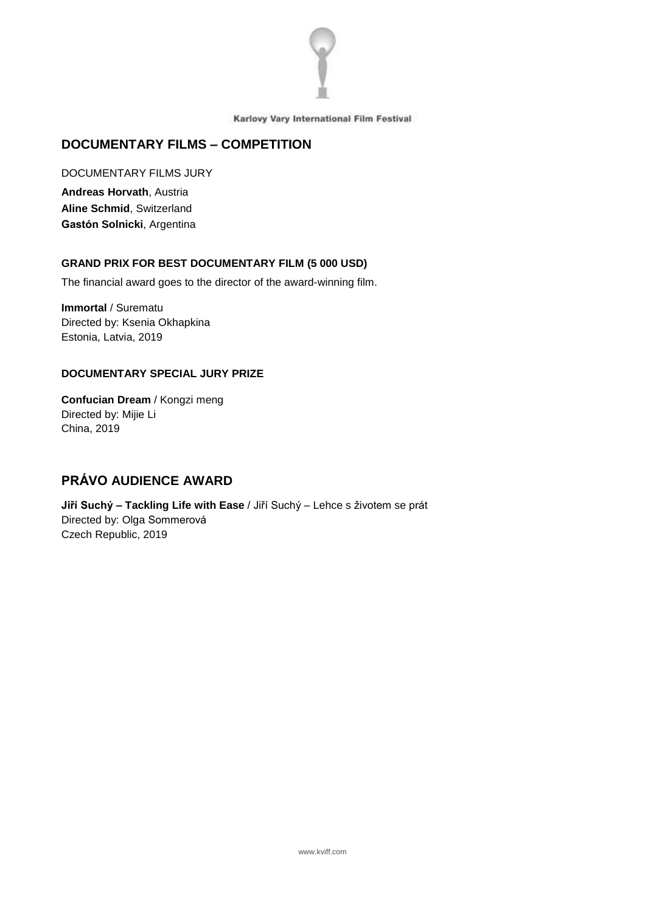## DOCUMENTARY FILMS – COMPETITION

DOCUMENTARY FILMS JURY

**Andreas Horvath**, Austria
**Aline Schmid**, Switzerland
**Gastón Solnicki**, Argentina

### GRAND PRIX FOR BEST DOCUMENTARY FILM (5 000 USD)

The financial award goes to the director of the award-winning film.

**Immortal** / Surematu
Directed by: Ksenia Okhapkina
Estonia, Latvia, 2019

### DOCUMENTARY SPECIAL JURY PRIZE

**Confucian Dream** / Kongzi meng
Directed by: Mijie Li
China, 2019

## PRÁVO AUDIENCE AWARD

**Jiří Suchý – Tackling Life with Ease** / Jiří Suchý – Lehce s životem se prát
Directed by: Olga Sommerová
Czech Republic, 2019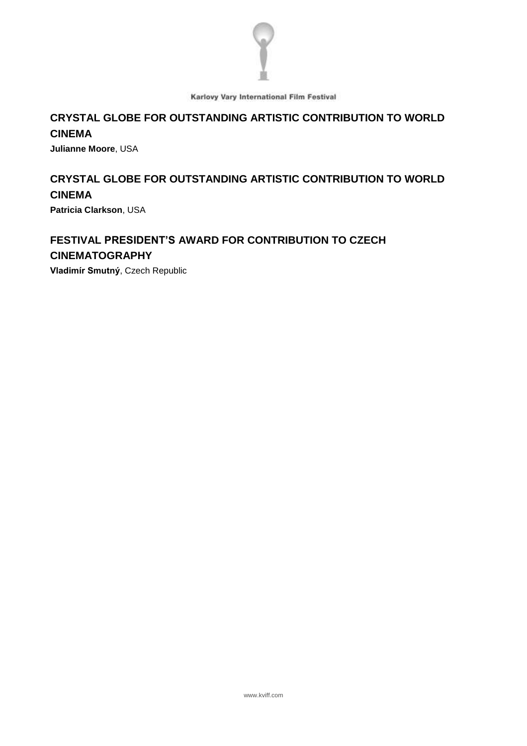## CRYSTAL GLOBE FOR OUTSTANDING ARTISTIC CONTRIBUTION TO WORLD CINEMA

**Julianne Moore**, USA

## CRYSTAL GLOBE FOR OUTSTANDING ARTISTIC CONTRIBUTION TO WORLD CINEMA

**Patricia Clarkson**, USA

## FESTIVAL PRESIDENT'S AWARD FOR CONTRIBUTION TO CZECH CINEMATOGRAPHY

**Vladimír Smutný**, Czech Republic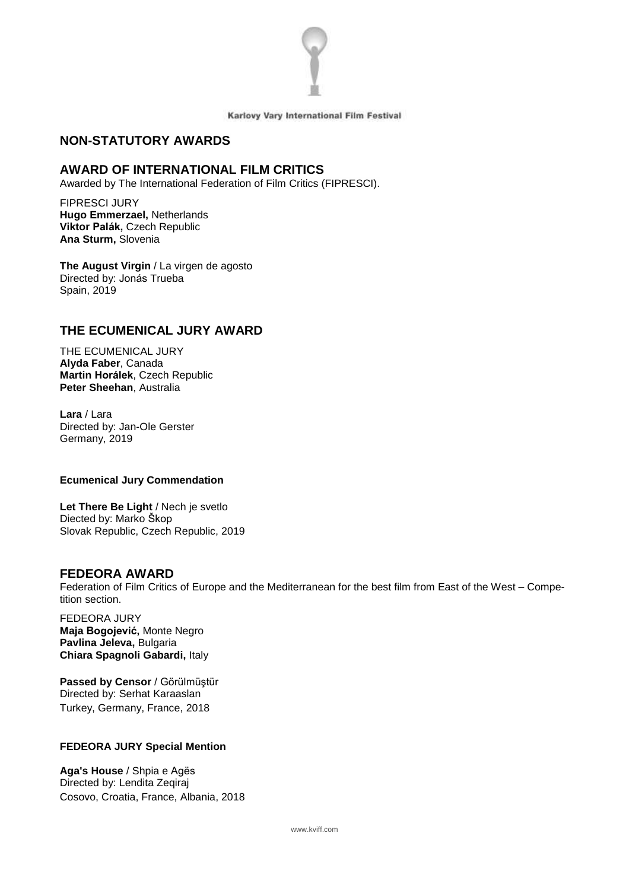# NON-STATUTORY AWARDS

## AWARD OF INTERNATIONAL FILM CRITICS

Awarded by The International Federation of Film Critics (FIPRESCI).

FIPRESCI JURY
**Hugo Emmerzael,** Netherlands
**Viktor Palák,** Czech Republic
**Ana Sturm,** Slovenia

**The August Virgin** / La virgen de agosto
Directed by: Jonás Trueba
Spain, 2019

## THE ECUMENICAL JURY AWARD

THE ECUMENICAL JURY
**Alyda Faber**, Canada
**Martin Horálek**, Czech Republic
**Peter Sheehan**, Australia

**Lara** / Lara
Directed by: Jan-Ole Gerster
Germany, 2019

**Ecumenical Jury Commendation**

**Let There Be Light** / Nech je svetlo
Diected by: Marko Škop
Slovak Republic, Czech Republic, 2019

## FEDEORA AWARD

Federation of Film Critics of Europe and the Mediterranean for the best film from East of the West – Competition section.

FEDEORA JURY
**Maja Bogojević,** Monte Negro
**Pavlina Jeleva,** Bulgaria
**Chiara Spagnoli Gabardi,** Italy

**Passed by Censor** / Görülmüştür
Directed by: Serhat Karaaslan
Turkey, Germany, France, 2018

**FEDEORA JURY Special Mention**

**Aga's House** / Shpia e Agës
Directed by: Lendita Zeqiraj
Cosovo, Croatia, France, Albania, 2018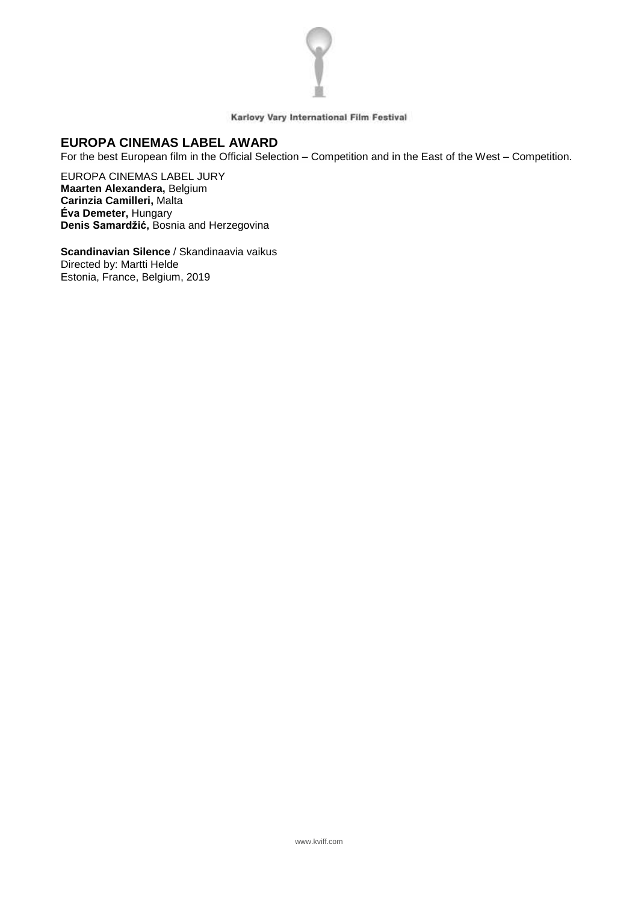## EUROPA CINEMAS LABEL AWARD

For the best European film in the Official Selection – Competition and in the East of the West – Competition.

EUROPA CINEMAS LABEL JURY
**Maarten Alexandera,** Belgium
**Carinzia Camilleri,** Malta
**Éva Demeter,** Hungary
**Denis Samardžić,** Bosnia and Herzegovina

**Scandinavian Silence** / Skandinaavia vaikus
Directed by: Martti Helde
Estonia, France, Belgium, 2019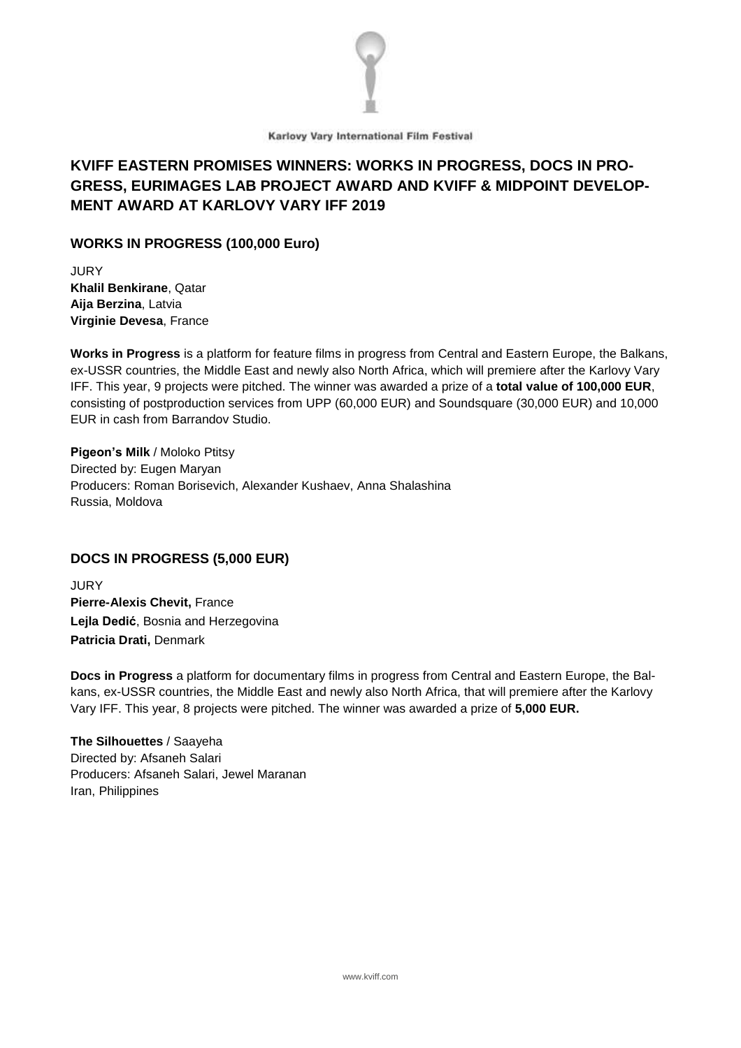Karlovy Vary International Film Festival

# KVIFF EASTERN PROMISES WINNERS: WORKS IN PROGRESS, DOCS IN PROGRESS, EURIMAGES LAB PROJECT AWARD AND KVIFF & MIDPOINT DEVELOPMENT AWARD AT KARLOVY VARY IFF 2019

## WORKS IN PROGRESS (100,000 Euro)

JURY
**Khalil Benkirane**, Qatar
**Aija Berzina**, Latvia
**Virginie Devesa**, France

**Works in Progress** is a platform for feature films in progress from Central and Eastern Europe, the Balkans, ex-USSR countries, the Middle East and newly also North Africa, which will premiere after the Karlovy Vary IFF. This year, 9 projects were pitched. The winner was awarded a prize of a **total value of 100,000 EUR**, consisting of postproduction services from UPP (60,000 EUR) and Soundsquare (30,000 EUR) and 10,000 EUR in cash from Barrandov Studio.

**Pigeon's Milk** / Moloko Ptitsy
Directed by: Eugen Maryan
Producers: Roman Borisevich, Alexander Kushaev, Anna Shalashina
Russia, Moldova

## DOCS IN PROGRESS (5,000 EUR)

JURY
**Pierre-Alexis Chevit,** France
**Lejla Dedić**, Bosnia and Herzegovina
**Patricia Drati,** Denmark

**Docs in Progress** a platform for documentary films in progress from Central and Eastern Europe, the Balkans, ex-USSR countries, the Middle East and newly also North Africa, that will premiere after the Karlovy Vary IFF. This year, 8 projects were pitched. The winner was awarded a prize of **5,000 EUR.**

**The Silhouettes** / Saayeha
Directed by: Afsaneh Salari
Producers: Afsaneh Salari, Jewel Maranan
Iran, Philippines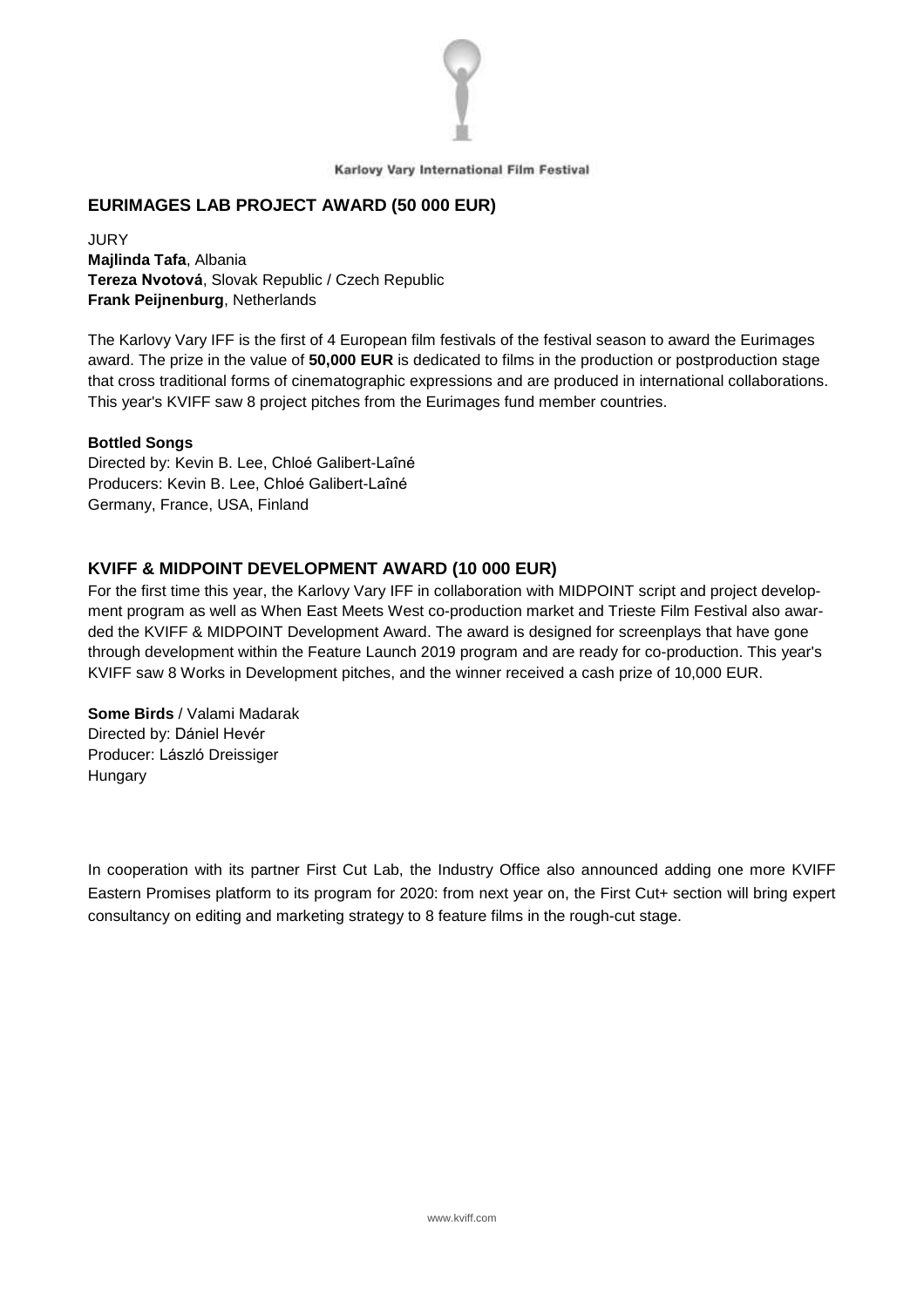## EURIMAGES LAB PROJECT AWARD (50 000 EUR)

JURY
**Majlinda Tafa**, Albania
**Tereza Nvotová**, Slovak Republic / Czech Republic
**Frank Peijnenburg**, Netherlands

The Karlovy Vary IFF is the first of 4 European film festivals of the festival season to award the Eurimages award. The prize in the value of **50,000 EUR** is dedicated to films in the production or postproduction stage that cross traditional forms of cinematographic expressions and are produced in international collaborations. This year's KVIFF saw 8 project pitches from the Eurimages fund member countries.

**Bottled Songs**
Directed by: Kevin B. Lee, Chloé Galibert-Laîné
Producers: Kevin B. Lee, Chloé Galibert-Laîné
Germany, France, USA, Finland

## KVIFF & MIDPOINT DEVELOPMENT AWARD (10 000 EUR)

For the first time this year, the Karlovy Vary IFF in collaboration with MIDPOINT script and project development program as well as When East Meets West co-production market and Trieste Film Festival also awarded the KVIFF & MIDPOINT Development Award. The award is designed for screenplays that have gone through development within the Feature Launch 2019 program and are ready for co-production. This year's KVIFF saw 8 Works in Development pitches, and the winner received a cash prize of 10,000 EUR.

**Some Birds** / Valami Madarak
Directed by: Dániel Hevér
Producer: László Dreissiger
Hungary

In cooperation with its partner First Cut Lab, the Industry Office also announced adding one more KVIFF Eastern Promises platform to its program for 2020: from next year on, the First Cut+ section will bring expert consultancy on editing and marketing strategy to 8 feature films in the rough-cut stage.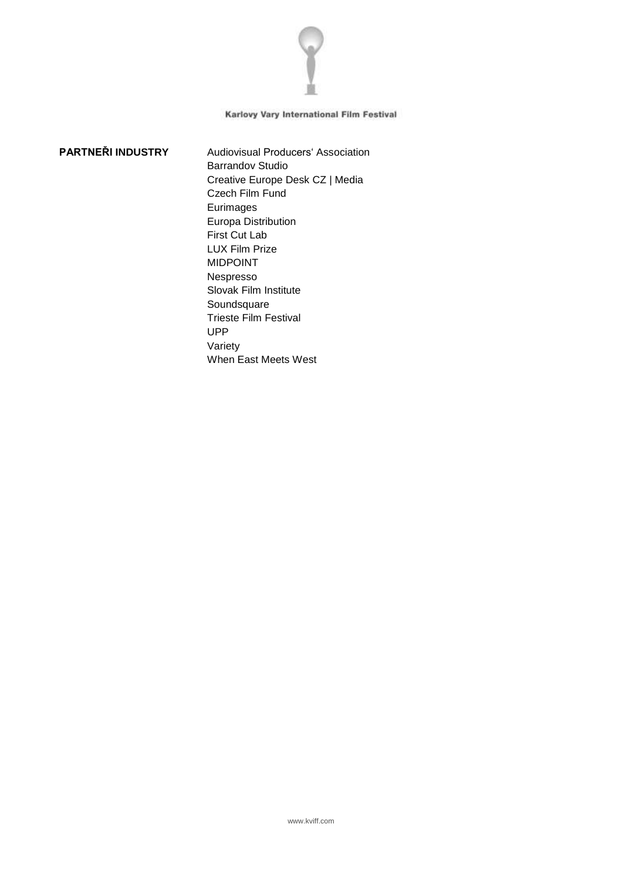**PARTNEŘI INDUSTRY**

Audiovisual Producers' Association
Barrandov Studio
Creative Europe Desk CZ | Media
Czech Film Fund
Eurimages
Europa Distribution
First Cut Lab
LUX Film Prize
MIDPOINT
Nespresso
Slovak Film Institute
Soundsquare
Trieste Film Festival
UPP
Variety
When East Meets West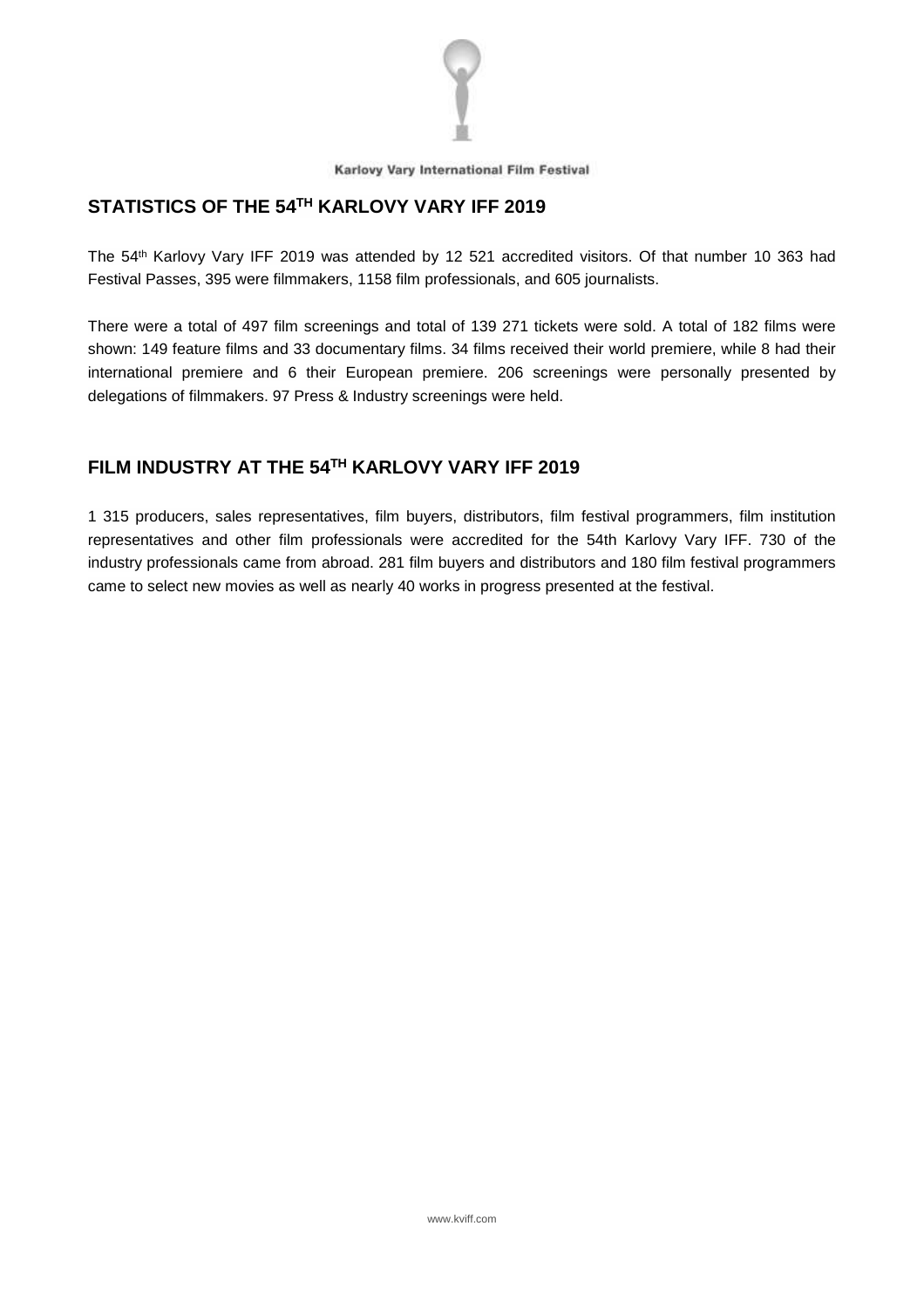## STATISTICS OF THE 54$^{TH}$ KARLOVY VARY IFF 2019

The 54$^{th}$ Karlovy Vary IFF 2019 was attended by 12 521 accredited visitors. Of that number 10 363 had Festival Passes, 395 were filmmakers, 1158 film professionals, and 605 journalists.

There were a total of 497 film screenings and total of 139 271 tickets were sold. A total of 182 films were shown: 149 feature films and 33 documentary films. 34 films received their world premiere, while 8 had their international premiere and 6 their European premiere. 206 screenings were personally presented by delegations of filmmakers. 97 Press & Industry screenings were held.

## FILM INDUSTRY AT THE 54$^{TH}$ KARLOVY VARY IFF 2019

1 315 producers, sales representatives, film buyers, distributors, film festival programmers, film institution representatives and other film professionals were accredited for the 54th Karlovy Vary IFF. 730 of the industry professionals came from abroad. 281 film buyers and distributors and 180 film festival programmers came to select new movies as well as nearly 40 works in progress presented at the festival.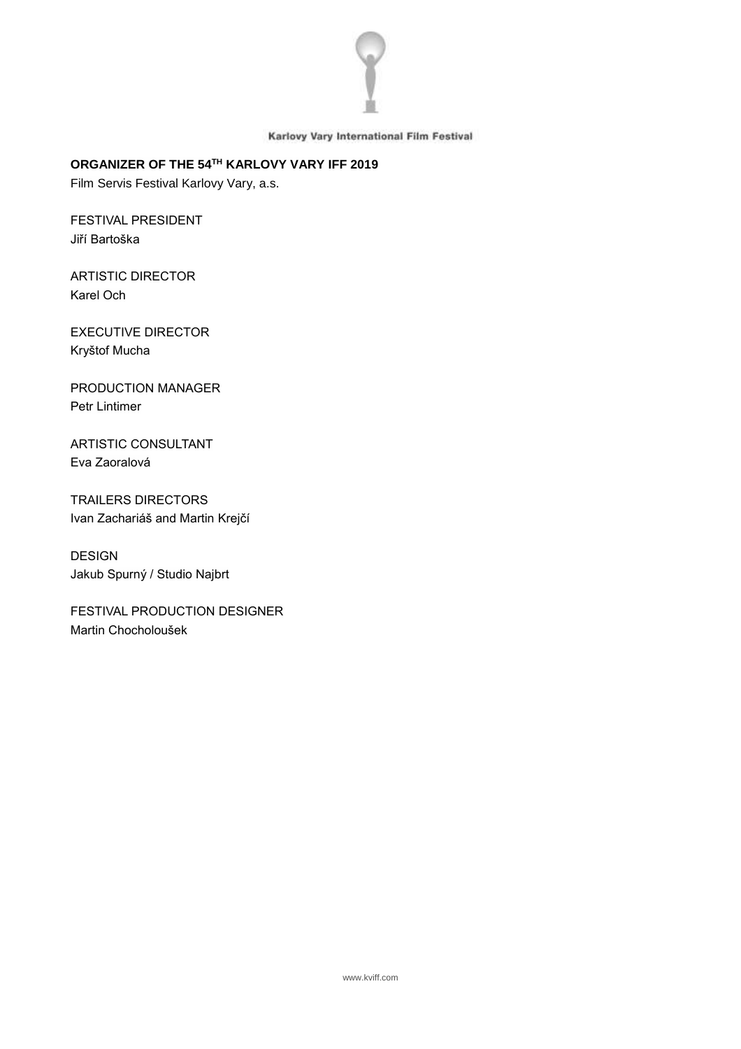**ORGANIZER OF THE 54$^{TH}$ KARLOVY VARY IFF 2019**

Film Servis Festival Karlovy Vary, a.s.

FESTIVAL PRESIDENT
Jiří Bartoška

ARTISTIC DIRECTOR
Karel Och

EXECUTIVE DIRECTOR
Kryštof Mucha

PRODUCTION MANAGER
Petr Lintimer

ARTISTIC CONSULTANT
Eva Zaoralová

TRAILERS DIRECTORS
Ivan Zachariáš and Martin Krejčí

DESIGN
Jakub Spurný / Studio Najbrt

FESTIVAL PRODUCTION DESIGNER
Martin Chocholoušek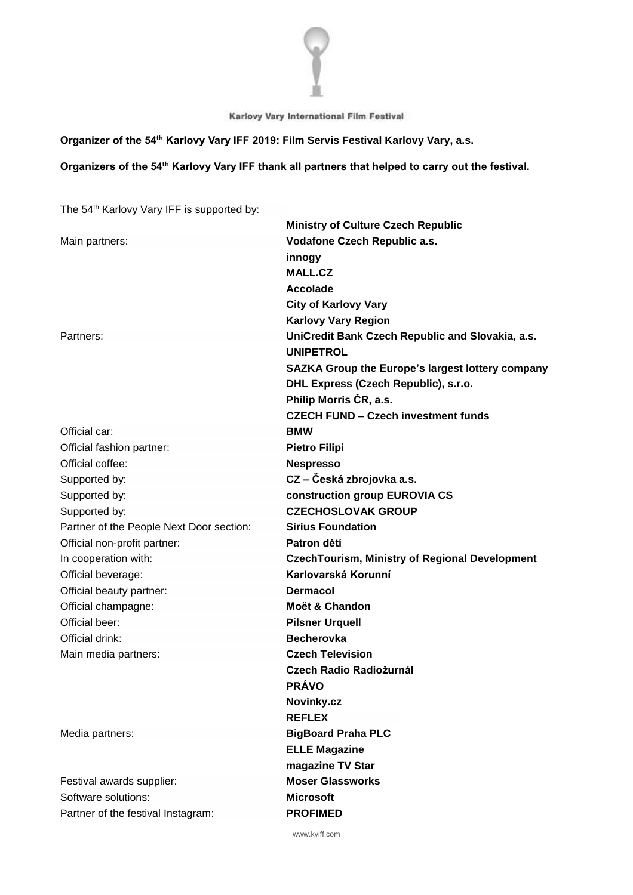Karlovy Vary International Film Festival

**Organizer of the 54th Karlovy Vary IFF 2019: Film Servis Festival Karlovy Vary, a.s.**

**Organizers of the 54th Karlovy Vary IFF thank all partners that helped to carry out the festival.**

| | |
|---|---|
| The 54th Karlovy Vary IFF is supported by: | |
| | **Ministry of Culture Czech Republic** |
| Main partners: | **Vodafone Czech Republic a.s.** |
| | **innogy** |
| | **MALL.CZ** |
| | **Accolade** |
| | **City of Karlovy Vary** |
| | **Karlovy Vary Region** |
| Partners: | **UniCredit Bank Czech Republic and Slovakia, a.s.** |
| | **UNIPETROL** |
| | **SAZKA Group the Europe's largest lottery company** |
| | **DHL Express (Czech Republic), s.r.o.** |
| | **Philip Morris ČR, a.s.** |
| | **CZECH FUND – Czech investment funds** |
| Official car: | **BMW** |
| Official fashion partner: | **Pietro Filipi** |
| Official coffee: | **Nespresso** |
| Supported by: | **CZ – Česká zbrojovka a.s.** |
| Supported by: | **construction group EUROVIA CS** |
| Supported by: | **CZECHOSLOVAK GROUP** |
| Partner of the People Next Door section: | **Sirius Foundation** |
| Official non-profit partner: | **Patron dětí** |
| In cooperation with: | **CzechTourism, Ministry of Regional Development** |
| Official beverage: | **Karlovarská Korunní** |
| Official beauty partner: | **Dermacol** |
| Official champagne: | **Moët & Chandon** |
| Official beer: | **Pilsner Urquell** |
| Official drink: | **Becherovka** |
| Main media partners: | **Czech Television** |
| | **Czech Radio Radiožurnál** |
| | **PRÁVO** |
| | **Novinky.cz** |
| | **REFLEX** |
| Media partners: | **BigBoard Praha PLC** |
| | **ELLE Magazine** |
| | **magazine TV Star** |
| Festival awards supplier: | **Moser Glassworks** |
| Software solutions: | **Microsoft** |
| Partner of the festival Instagram: | **PROFIMED** |

www.kviff.com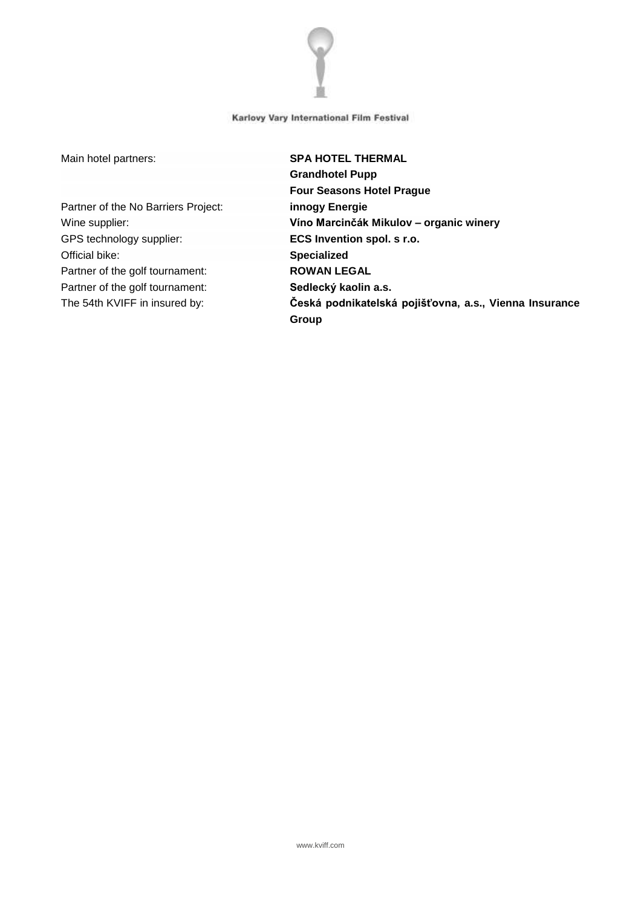| | |
|---|---|
| Main hotel partners: | **SPA HOTEL THERMAL** |
| | **Grandhotel Pupp** |
| | **Four Seasons Hotel Prague** |
| Partner of the No Barriers Project: | **innogy Energie** |
| Wine supplier: | **Víno Marcinčák Mikulov – organic winery** |
| GPS technology supplier: | **ECS Invention spol. s r.o.** |
| Official bike: | **Specialized** |
| Partner of the golf tournament: | **ROWAN LEGAL** |
| Partner of the golf tournament: | **Sedlecký kaolin a.s.** |
| The 54th KVIFF in insured by: | **Česká podnikatelská pojišťovna, a.s., Vienna Insurance Group** |